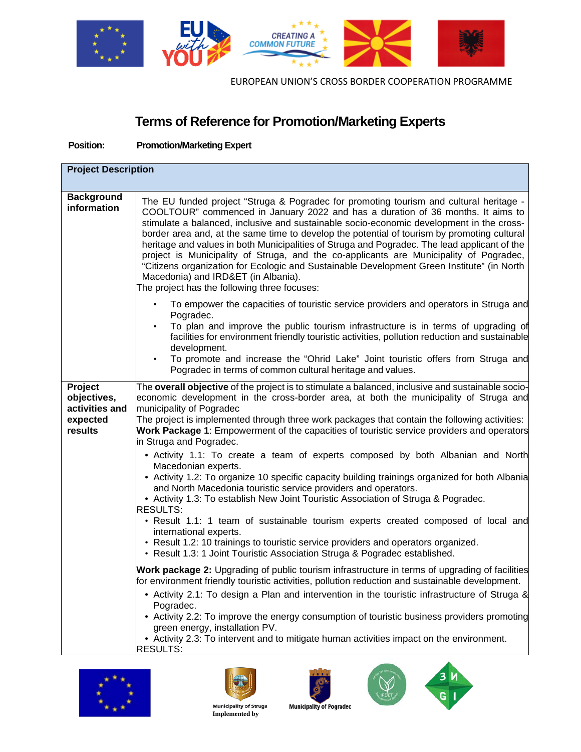EUROPEAN UNION'S CROSS BORDER COOPERATION PROGRAMME

# Terms of Reference for Promotion/Marketing Experts

**Position:** **Promotion/Marketing Expert**

| **Project Description** | |
|---|---|
| **Background information** | The EU funded project "Struga & Pogradec for promoting tourism and cultural heritage - COOLTOUR" commenced in January 2022 and has a duration of 36 months. It aims to stimulate a balanced, inclusive and sustainable socio-economic development in the cross-border area and, at the same time to develop the potential of tourism by promoting cultural heritage and values in both Municipalities of Struga and Pogradec. The lead applicant of the project is Municipality of Struga, and the co-applicants are Municipality of Pogradec, "Citizens organization for Ecologic and Sustainable Development Green Institute" (in North Macedonia) and IRD&ET (in Albania).<br>The project has the following three focuses:<br>• To empower the capacities of touristic service providers and operators in Struga and Pogradec.<br>• To plan and improve the public tourism infrastructure is in terms of upgrading of facilities for environment friendly touristic activities, pollution reduction and sustainable development.<br>• To promote and increase the "Ohrid Lake" Joint touristic offers from Struga and Pogradec in terms of common cultural heritage and values. |
| **Project objectives, activities and expected results** | The **overall objective** of the project is to stimulate a balanced, inclusive and sustainable socio-economic development in the cross-border area, at both the municipality of Struga and municipality of Pogradec<br>The project is implemented through three work packages that contain the following activities:<br>**Work Package 1**: Empowerment of the capacities of touristic service providers and operators in Struga and Pogradec.<br>• Activity 1.1: To create a team of experts composed by both Albanian and North Macedonian experts.<br>• Activity 1.2: To organize 10 specific capacity building trainings organized for both Albania and North Macedonia touristic service providers and operators.<br>• Activity 1.3: To establish New Joint Touristic Association of Struga & Pogradec.<br>RESULTS:<br>• Result 1.1: 1 team of sustainable tourism experts created composed of local and international experts.<br>• Result 1.2: 10 trainings to touristic service providers and operators organized.<br>• Result 1.3: 1 Joint Touristic Association Struga & Pogradec established.<br>**Work package 2:** Upgrading of public tourism infrastructure in terms of upgrading of facilities for environment friendly touristic activities, pollution reduction and sustainable development.<br>• Activity 2.1: To design a Plan and intervention in the touristic infrastructure of Struga & Pogradec.<br>• Activity 2.2: To improve the energy consumption of touristic business providers promoting green energy, installation PV.<br>• Activity 2.3: To intervent and to mitigate human activities impact on the environment.<br>RESULTS: |

Municipality of Struga
Implemented by
Municipality of Pogradec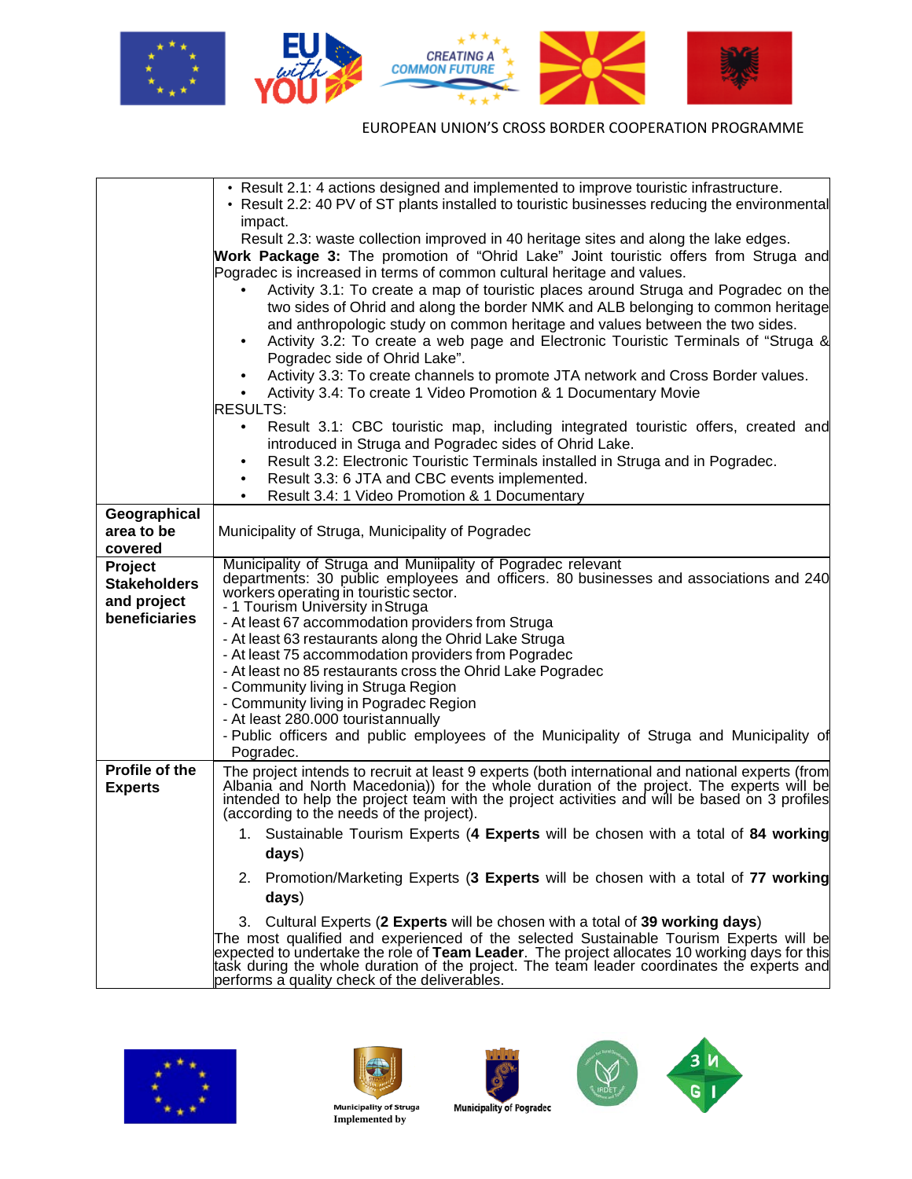| | |
|---|---|
| | • Result 2.1: 4 actions designed and implemented to improve touristic infrastructure.<br>• Result 2.2: 40 PV of ST plants installed to touristic businesses reducing the environmental impact.<br>Result 2.3: waste collection improved in 40 heritage sites and along the lake edges.<br>**Work Package 3:** The promotion of "Ohrid Lake" Joint touristic offers from Struga and Pogradec is increased in terms of common cultural heritage and values.<br>• Activity 3.1: To create a map of touristic places around Struga and Pogradec on the two sides of Ohrid and along the border NMK and ALB belonging to common heritage and anthropologic study on common heritage and values between the two sides.<br>• Activity 3.2: To create a web page and Electronic Touristic Terminals of "Struga & Pogradec side of Ohrid Lake".<br>• Activity 3.3: To create channels to promote JTA network and Cross Border values.<br>• Activity 3.4: To create 1 Video Promotion & 1 Documentary Movie<br>RESULTS:<br>• Result 3.1: CBC touristic map, including integrated touristic offers, created and introduced in Struga and Pogradec sides of Ohrid Lake.<br>• Result 3.2: Electronic Touristic Terminals installed in Struga and in Pogradec.<br>• Result 3.3: 6 JTA and CBC events implemented.<br>• Result 3.4: 1 Video Promotion & 1 Documentary |
| **Geographical area to be covered** | Municipality of Struga, Municipality of Pogradec |
| **Project Stakeholders and project beneficiaries** | Municipality of Struga and Muniipality of Pogradec relevant departments: 30 public employees and officers. 80 businesses and associations and 240 workers operating in touristic sector.<br>- 1 Tourism University in Struga<br>- At least 67 accommodation providers from Struga<br>- At least 63 restaurants along the Ohrid Lake Struga<br>- At least 75 accommodation providers from Pogradec<br>- At least no 85 restaurants cross the Ohrid Lake Pogradec<br>- Community living in Struga Region<br>- Community living in Pogradec Region<br>- At least 280.000 tourist annually<br>- Public officers and public employees of the Municipality of Struga and Municipality of Pogradec. |
| **Profile of the Experts** | The project intends to recruit at least 9 experts (both international and national experts (from Albania and North Macedonia)) for the whole duration of the project. The experts will be intended to help the project team with the project activities and will be based on 3 profiles (according to the needs of the project).<br>1. Sustainable Tourism Experts (**4 Experts** will be chosen with a total of **84 working days**)<br>2. Promotion/Marketing Experts (**3 Experts** will be chosen with a total of **77 working days**)<br>3. Cultural Experts (**2 Experts** will be chosen with a total of **39 working days**)<br>The most qualified and experienced of the selected Sustainable Tourism Experts will be expected to undertake the role of **Team Leader**. The project allocates 10 working days for this task during the whole duration of the project. The team leader coordinates the experts and performs a quality check of the deliverables. |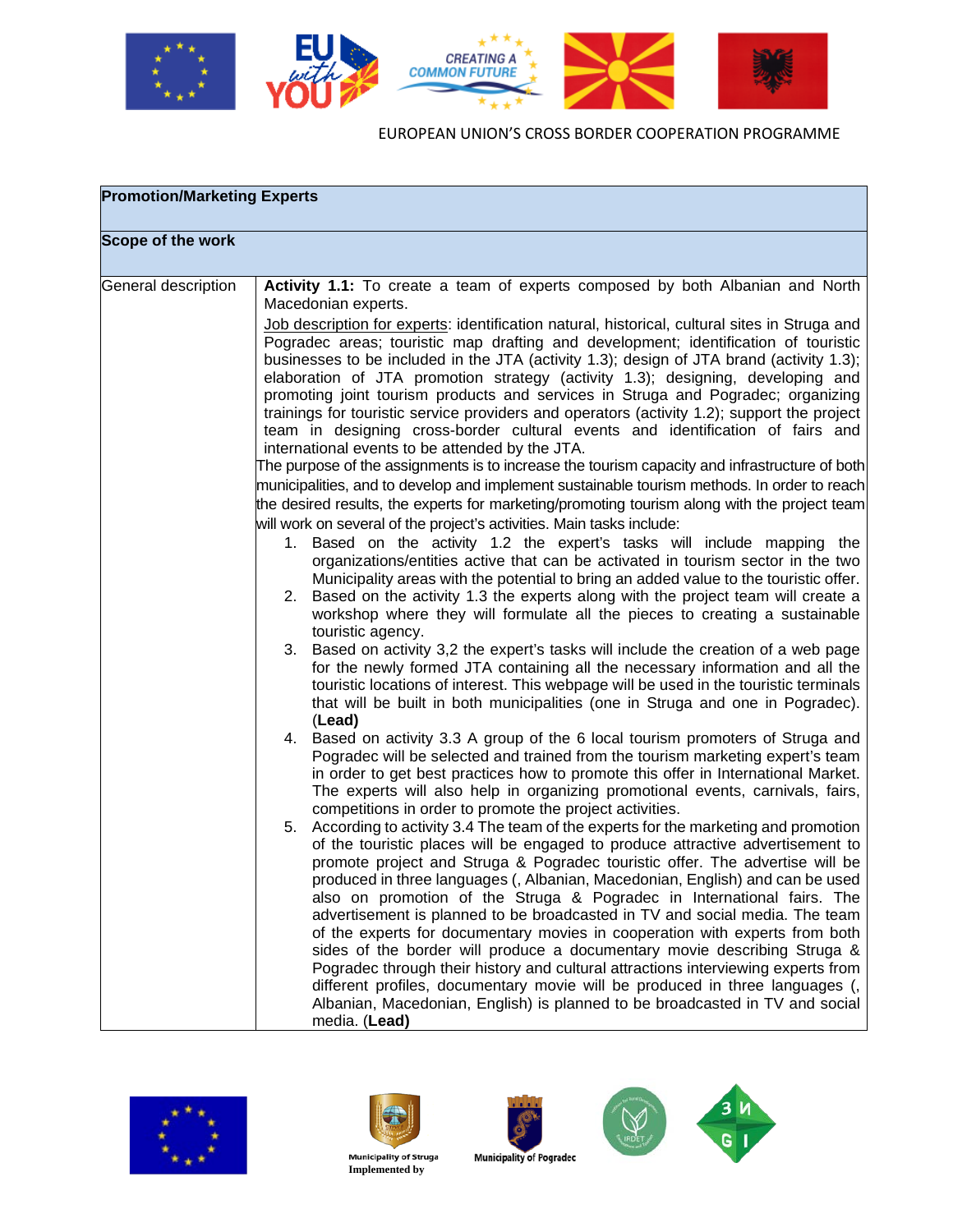| Promotion/Marketing Experts | |
|---|---|
| **Scope of the work** | |
| General description | **Activity 1.1:** To create a team of experts composed by both Albanian and North Macedonian experts.<br><br>Job description for experts: identification natural, historical, cultural sites in Struga and Pogradec areas; touristic map drafting and development; identification of touristic businesses to be included in the JTA (activity 1.3); design of JTA brand (activity 1.3); elaboration of JTA promotion strategy (activity 1.3); designing, developing and promoting joint tourism products and services in Struga and Pogradec; organizing trainings for touristic service providers and operators (activity 1.2); support the project team in designing cross-border cultural events and identification of fairs and international events to be attended by the JTA.<br><br>The purpose of the assignments is to increase the tourism capacity and infrastructure of both municipalities, and to develop and implement sustainable tourism methods. In order to reach the desired results, the experts for marketing/promoting tourism along with the project team will work on several of the project's activities. Main tasks include:<br><br>1. Based on the activity 1.2 the expert's tasks will include mapping the organizations/entities active that can be activated in tourism sector in the two Municipality areas with the potential to bring an added value to the touristic offer.<br>2. Based on the activity 1.3 the experts along with the project team will create a workshop where they will formulate all the pieces to creating a sustainable touristic agency.<br>3. Based on activity 3,2 the expert's tasks will include the creation of a web page for the newly formed JTA containing all the necessary information and all the touristic locations of interest. This webpage will be used in the touristic terminals that will be built in both municipalities (one in Struga and one in Pogradec). (**Lead)**<br>4. Based on activity 3.3 A group of the 6 local tourism promoters of Struga and Pogradec will be selected and trained from the tourism marketing expert's team in order to get best practices how to promote this offer in International Market. The experts will also help in organizing promotional events, carnivals, fairs, competitions in order to promote the project activities.<br>5. According to activity 3.4 The team of the experts for the marketing and promotion of the touristic places will be engaged to produce attractive advertisement to promote project and Struga & Pogradec touristic offer. The advertise will be produced in three languages (, Albanian, Macedonian, English) and can be used also on promotion of the Struga & Pogradec in International fairs. The advertisement is planned to be broadcasted in TV and social media. The team of the experts for documentary movies in cooperation with experts from both sides of the border will produce a documentary movie describing Struga & Pogradec through their history and cultural attractions interviewing experts from different profiles, documentary movie will be produced in three languages (, Albanian, Macedonian, English) is planned to be broadcasted in TV and social media. (**Lead)** |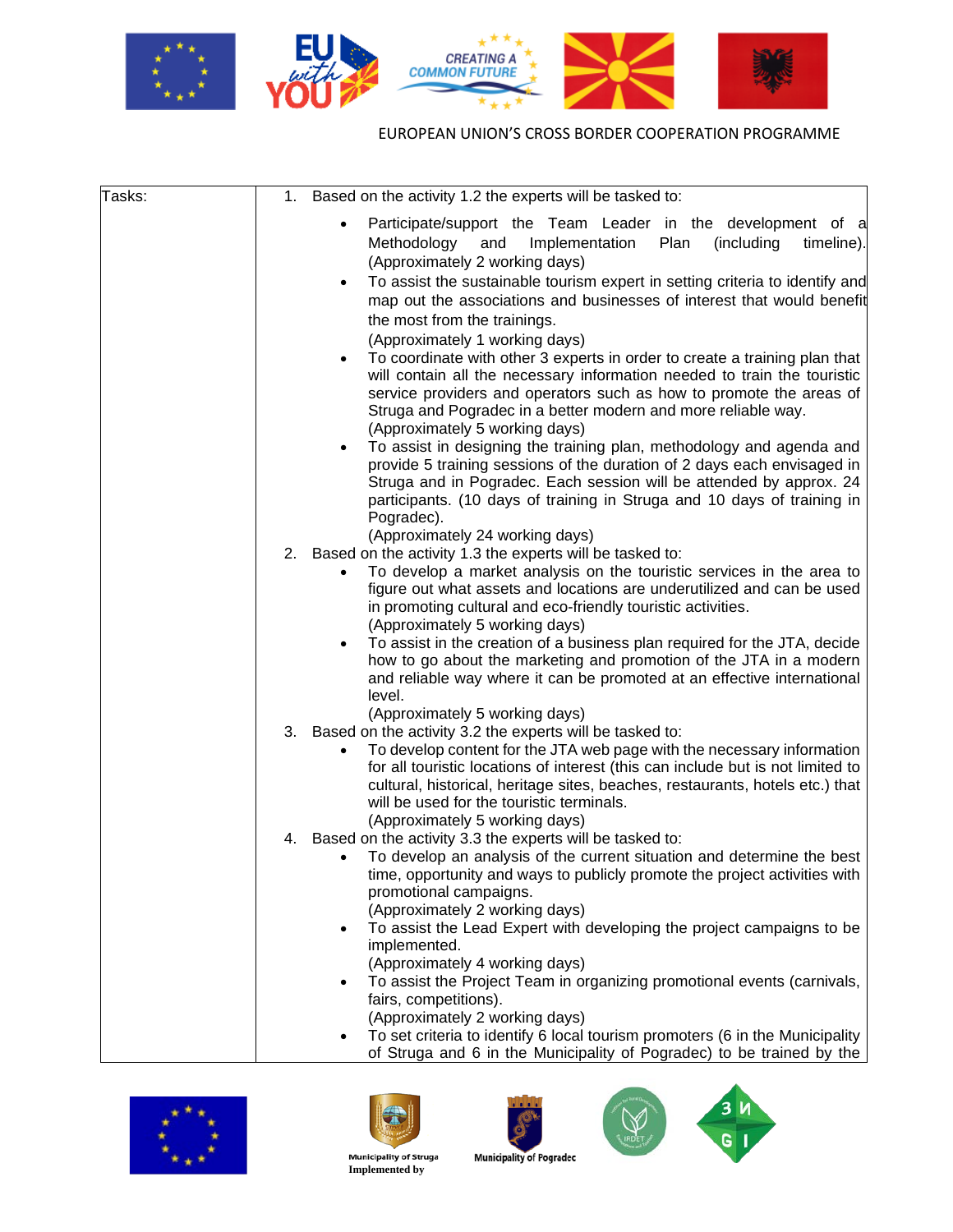| Tasks: | 1. Based on the activity 1.2 the experts will be tasked to:<br>• Participate/support the Team Leader in the development of a Methodology and Implementation Plan (including timeline). (Approximately 2 working days)<br>• To assist the sustainable tourism expert in setting criteria to identify and map out the associations and businesses of interest that would benefit the most from the trainings. (Approximately 1 working days)<br>• To coordinate with other 3 experts in order to create a training plan that will contain all the necessary information needed to train the touristic service providers and operators such as how to promote the areas of Struga and Pogradec in a better modern and more reliable way. (Approximately 5 working days)<br>• To assist in designing the training plan, methodology and agenda and provide 5 training sessions of the duration of 2 days each envisaged in Struga and in Pogradec. Each session will be attended by approx. 24 participants. (10 days of training in Struga and 10 days of training in Pogradec). (Approximately 24 working days)<br>2. Based on the activity 1.3 the experts will be tasked to:<br>• To develop a market analysis on the touristic services in the area to figure out what assets and locations are underutilized and can be used in promoting cultural and eco-friendly touristic activities. (Approximately 5 working days)<br>• To assist in the creation of a business plan required for the JTA, decide how to go about the marketing and promotion of the JTA in a modern and reliable way where it can be promoted at an effective international level. (Approximately 5 working days)<br>3. Based on the activity 3.2 the experts will be tasked to:<br>• To develop content for the JTA web page with the necessary information for all touristic locations of interest (this can include but is not limited to cultural, historical, heritage sites, beaches, restaurants, hotels etc.) that will be used for the touristic terminals. (Approximately 5 working days)<br>4. Based on the activity 3.3 the experts will be tasked to:<br>• To develop an analysis of the current situation and determine the best time, opportunity and ways to publicly promote the project activities with promotional campaigns. (Approximately 2 working days)<br>• To assist the Lead Expert with developing the project campaigns to be implemented. (Approximately 4 working days)<br>• To assist the Project Team in organizing promotional events (carnivals, fairs, competitions). (Approximately 2 working days)<br>• To set criteria to identify 6 local tourism promoters (6 in the Municipality of Struga and 6 in the Municipality of Pogradec) to be trained by the |
|---|---|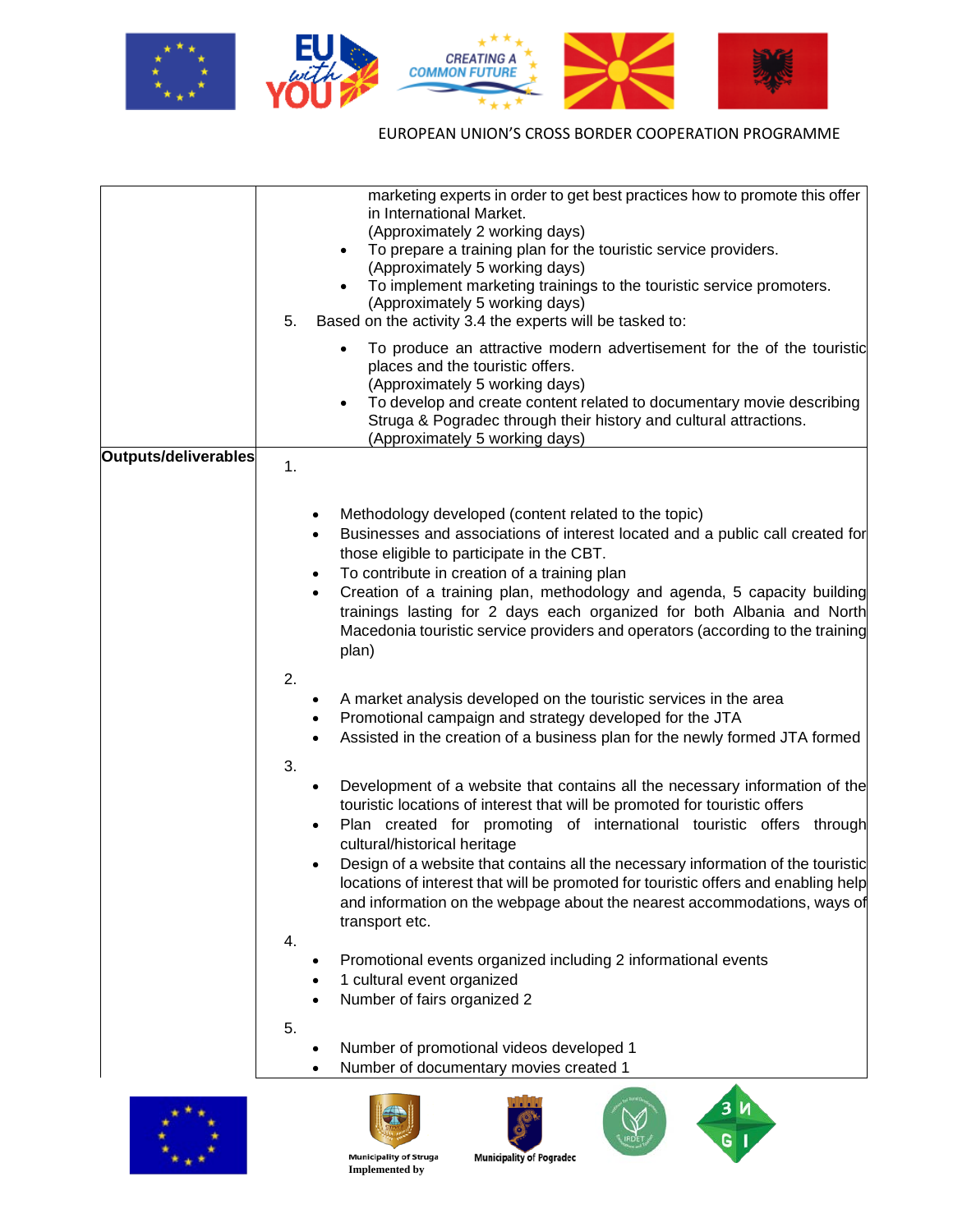| | |
|---|---|
| | marketing experts in order to get best practices how to promote this offer in International Market.<br>(Approximately 2 working days)<br>• To prepare a training plan for the touristic service providers.<br>(Approximately 5 working days)<br>• To implement marketing trainings to the touristic service promoters.<br>(Approximately 5 working days)<br>5. Based on the activity 3.4 the experts will be tasked to:<br>• To produce an attractive modern advertisement for the of the touristic places and the touristic offers.<br>(Approximately 5 working days)<br>• To develop and create content related to documentary movie describing Struga & Pogradec through their history and cultural attractions.<br>(Approximately 5 working days) |
| **Outputs/deliverables** | 1.<br>• Methodology developed (content related to the topic)<br>• Businesses and associations of interest located and a public call created for those eligible to participate in the CBT.<br>• To contribute in creation of a training plan<br>• Creation of a training plan, methodology and agenda, 5 capacity building trainings lasting for 2 days each organized for both Albania and North Macedonia touristic service providers and operators (according to the training plan)<br>2.<br>• A market analysis developed on the touristic services in the area<br>• Promotional campaign and strategy developed for the JTA<br>• Assisted in the creation of a business plan for the newly formed JTA formed<br>3.<br>• Development of a website that contains all the necessary information of the touristic locations of interest that will be promoted for touristic offers<br>• Plan created for promoting of international touristic offers through cultural/historical heritage<br>• Design of a website that contains all the necessary information of the touristic locations of interest that will be promoted for touristic offers and enabling help and information on the webpage about the nearest accommodations, ways of transport etc.<br>4.<br>• Promotional events organized including 2 informational events<br>• 1 cultural event organized<br>• Number of fairs organized 2<br>5.<br>• Number of promotional videos developed 1<br>• Number of documentary movies created 1 |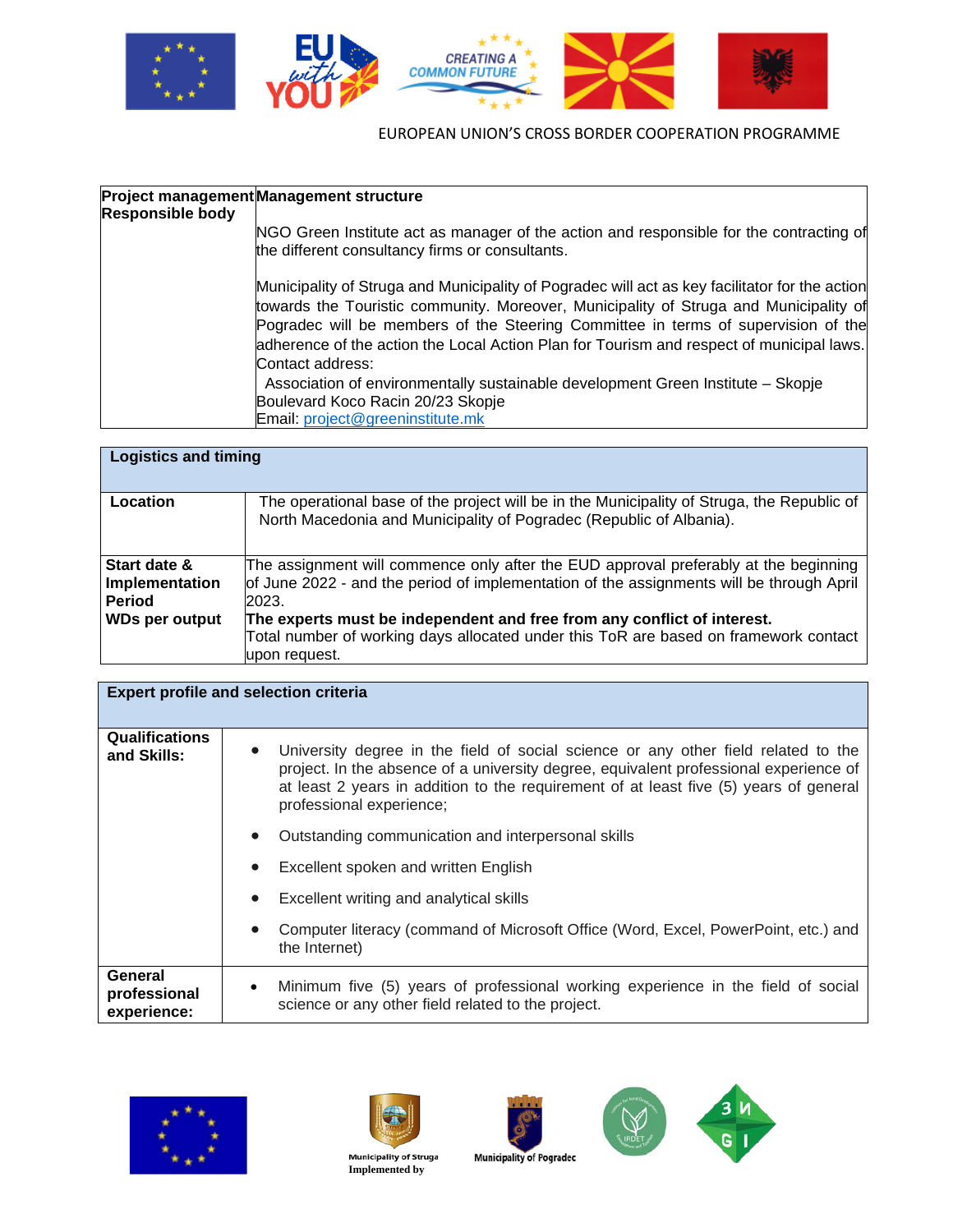EUROPEAN UNION'S CROSS BORDER COOPERATION PROGRAMME

| Project management Responsible body | Management structure<br><br>NGO Green Institute act as manager of the action and responsible for the contracting of the different consultancy firms or consultants.<br><br>Municipality of Struga and Municipality of Pogradec will act as key facilitator for the action towards the Touristic community. Moreover, Municipality of Struga and Municipality of Pogradec will be members of the Steering Committee in terms of supervision of the adherence of the action the Local Action Plan for Tourism and respect of municipal laws.<br>Contact address:<br>Association of environmentally sustainable development Green Institute – Skopje<br>Boulevard Koco Racin 20/23 Skopje<br>Email: project@greeninstitute.mk |
|---|---|

| **Logistics and timing** | |
|---|---|
| **Location** | The operational base of the project will be in the Municipality of Struga, the Republic of North Macedonia and Municipality of Pogradec (Republic of Albania). |
| **Start date & Implementation Period**<br>**WDs per output** | The assignment will commence only after the EUD approval preferably at the beginning of June 2022 - and the period of implementation of the assignments will be through April 2023.<br>**The experts must be independent and free from any conflict of interest.**<br>Total number of working days allocated under this ToR are based on framework contact upon request. |

| **Expert profile and selection criteria** | |
|---|---|
| **Qualifications and Skills:** | • University degree in the field of social science or any other field related to the project. In the absence of a university degree, equivalent professional experience of at least 2 years in addition to the requirement of at least five (5) years of general professional experience;<br>• Outstanding communication and interpersonal skills<br>• Excellent spoken and written English<br>• Excellent writing and analytical skills<br>• Computer literacy (command of Microsoft Office (Word, Excel, PowerPoint, etc.) and the Internet) |
| **General professional experience:** | • Minimum five (5) years of professional working experience in the field of social science or any other field related to the project. |

Municipality of Struga
Implemented by
Municipality of Pogradec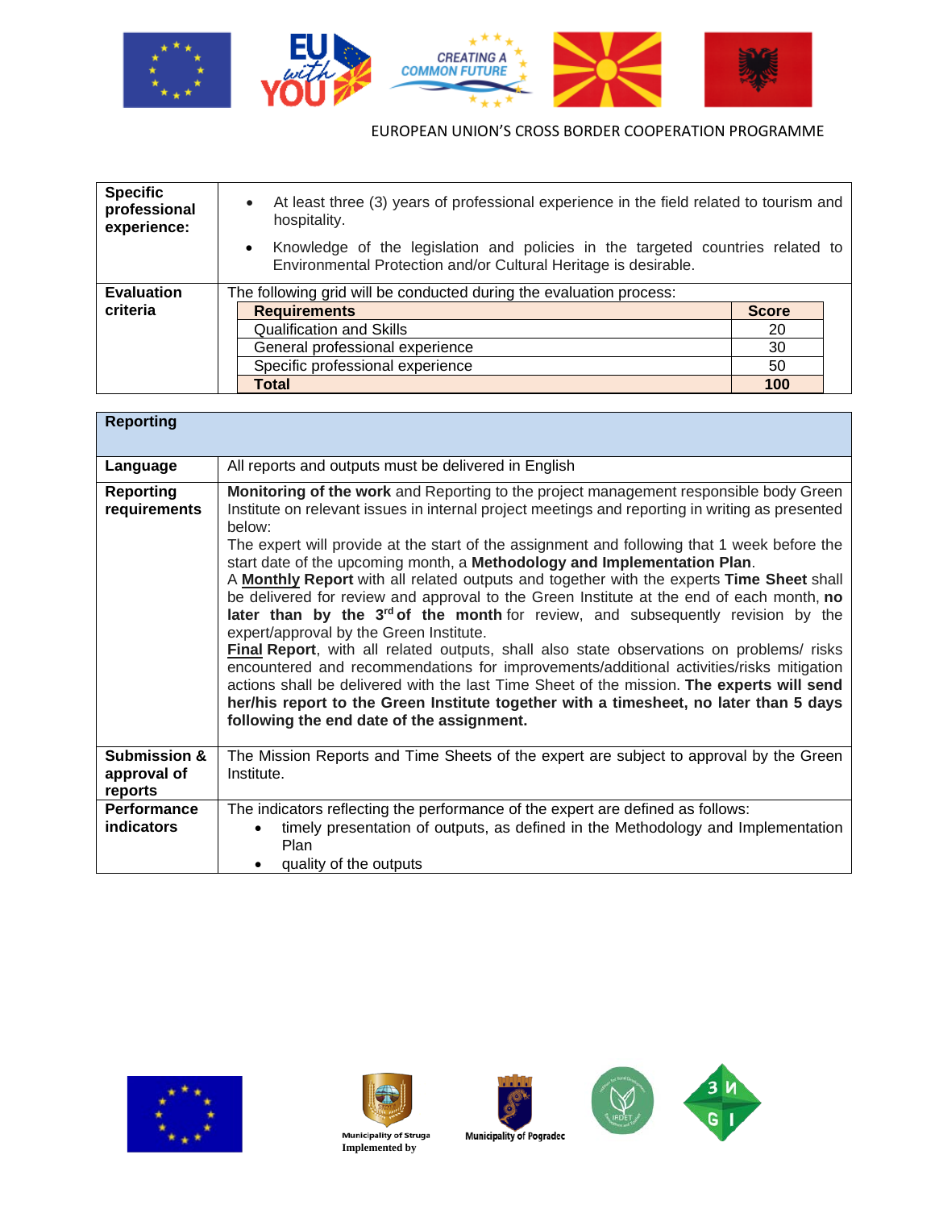| | |
|---|---|
| **Specific professional experience:** | • At least three (3) years of professional experience in the field related to tourism and hospitality.<br>• Knowledge of the legislation and policies in the targeted countries related to Environmental Protection and/or Cultural Heritage is desirable. |
| **Evaluation criteria** | The following grid will be conducted during the evaluation process:<br><br>**Requirements** – **Score**<br>Qualification and Skills – 20<br>General professional experience – 30<br>Specific professional experience – 50<br>**Total** – **100** |

| **Reporting** | |
|---|---|
| **Language** | All reports and outputs must be delivered in English |
| **Reporting requirements** | **Monitoring of the work** and Reporting to the project management responsible body Green Institute on relevant issues in internal project meetings and reporting in writing as presented below:<br>The expert will provide at the start of the assignment and following that 1 week before the start date of the upcoming month, a **Methodology and Implementation Plan**.<br>A **Monthly Report** with all related outputs and together with the experts **Time Sheet** shall be delivered for review and approval to the Green Institute at the end of each month, **no later than by the 3rd of the month** for review, and subsequently revision by the expert/approval by the Green Institute.<br>**Final Report**, with all related outputs, shall also state observations on problems/ risks encountered and recommendations for improvements/additional activities/risks mitigation actions shall be delivered with the last Time Sheet of the mission. **The experts will send her/his report to the Green Institute together with a timesheet, no later than 5 days following the end date of the assignment.** |
| **Submission & approval of reports** | The Mission Reports and Time Sheets of the expert are subject to approval by the Green Institute. |
| **Performance indicators** | The indicators reflecting the performance of the expert are defined as follows:<br>• timely presentation of outputs, as defined in the Methodology and Implementation Plan<br>• quality of the outputs |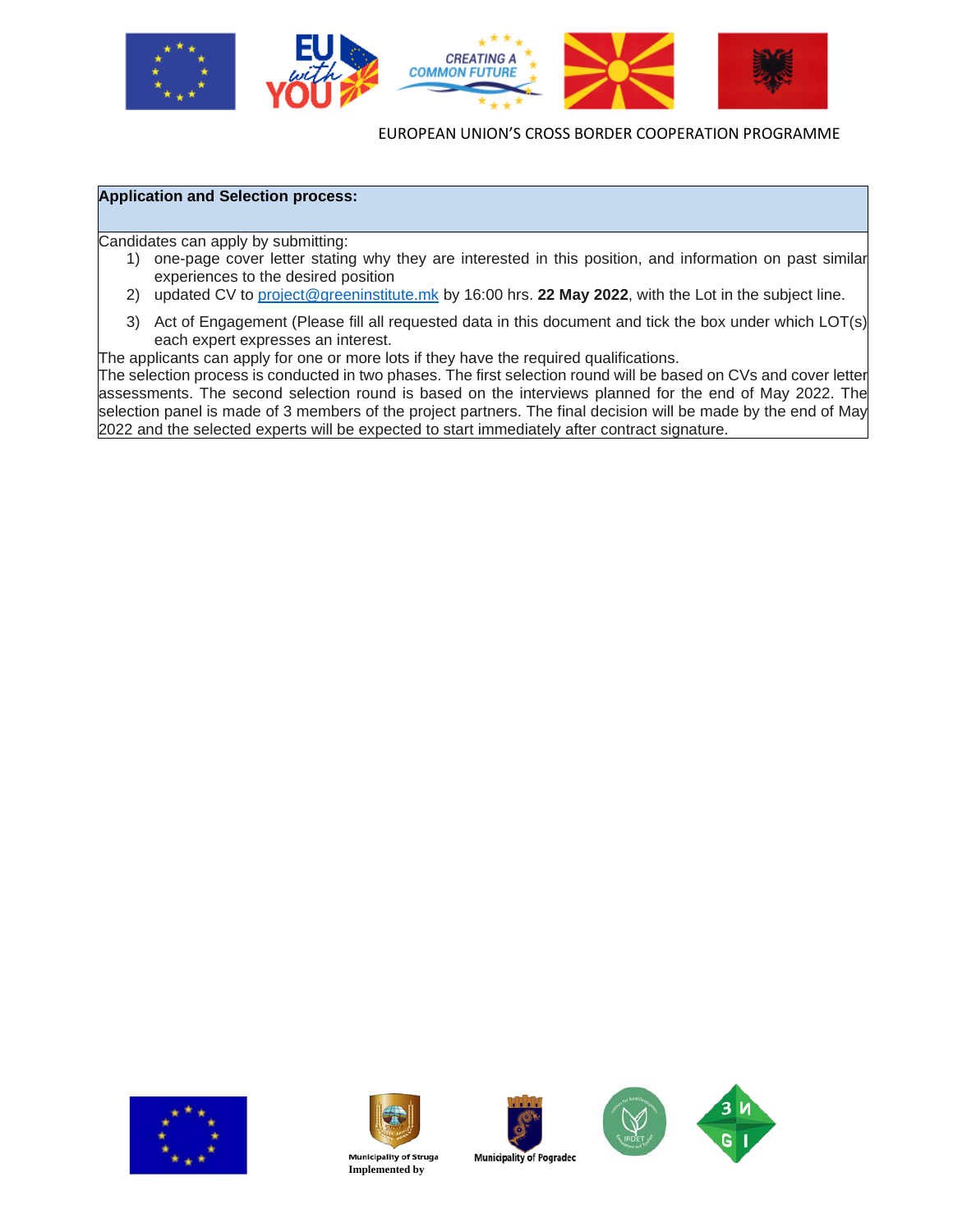| **Application and Selection process:** |
|---|
| Candidates can apply by submitting:<br>1) one-page cover letter stating why they are interested in this position, and information on past similar experiences to the desired position<br>2) updated CV to project@greeninstitute.mk by 16:00 hrs. **22 May 2022**, with the Lot in the subject line.<br>3) Act of Engagement (Please fill all requested data in this document and tick the box under which LOT(s) each expert expresses an interest.<br>The applicants can apply for one or more lots if they have the required qualifications.<br>The selection process is conducted in two phases. The first selection round will be based on CVs and cover letter assessments. The second selection round is based on the interviews planned for the end of May 2022. The selection panel is made of 3 members of the project partners. The final decision will be made by the end of May 2022 and the selected experts will be expected to start immediately after contract signature. |